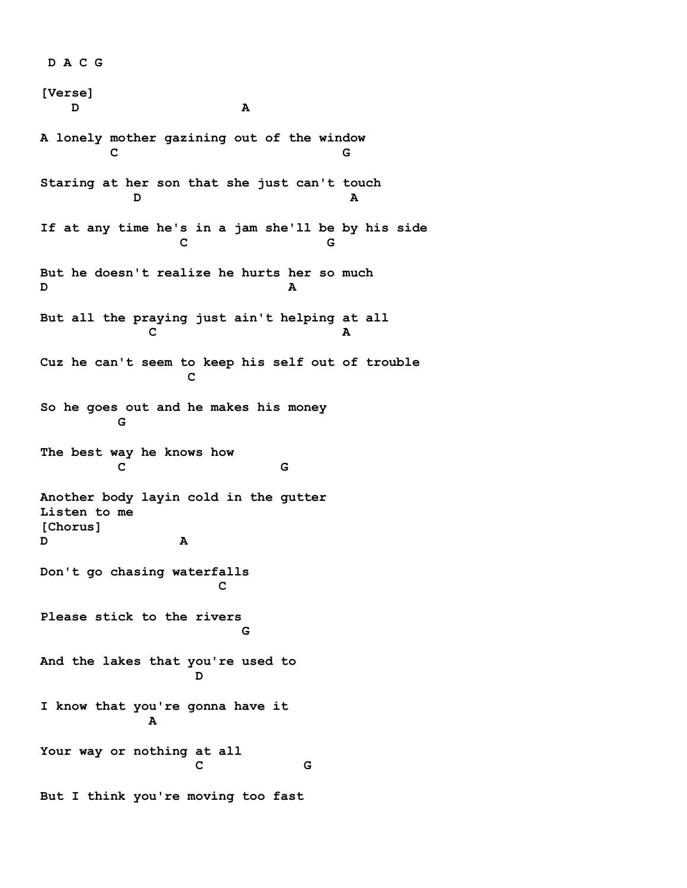```
 D A C G

[Verse]
    D                     A

A lonely mother gazining out of the window
         C                             G

Staring at her son that she just can't touch
            D                           A

If at any time he's in a jam she'll be by his side
                  C                  G

But he doesn't realize he hurts her so much
D                                 A

But all the praying just ain't helping at all
              C                        A

Cuz he can't seem to keep his self out of trouble
                   C

So he goes out and he makes his money
          G

The best way he knows how
          C                    G

Another body layin cold in the gutter
Listen to me
[Chorus]
D                 A

Don't go chasing waterfalls
                        C

Please stick to the rivers
                           G

And the lakes that you're used to
                    D

I know that you're gonna have it
              A

Your way or nothing at all
                    C            G

But I think you're moving too fast
```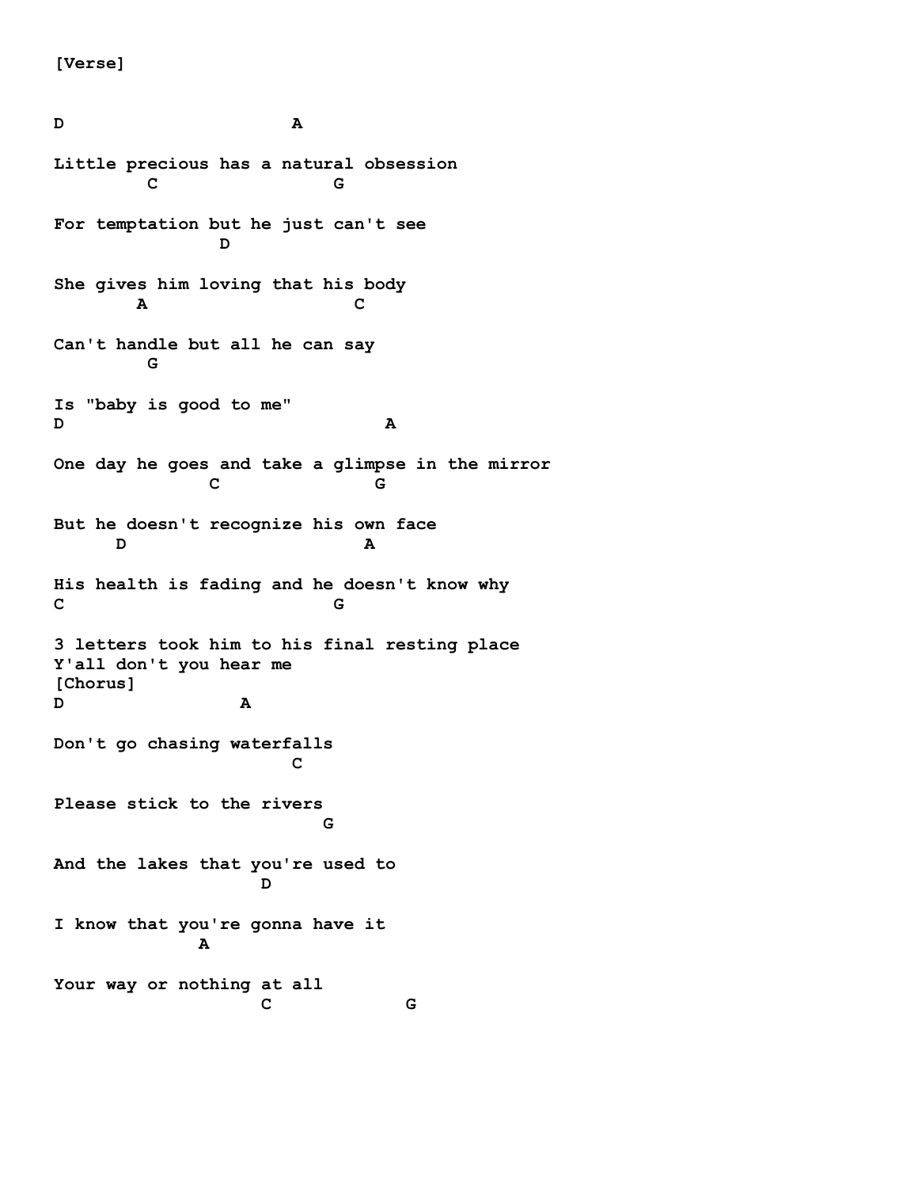```
[Verse]

D                      A

Little precious has a natural obsession
         C                 G

For temptation but he just can't see
                D

She gives him loving that his body
        A                    C

Can't handle but all he can say
         G

Is "baby is good to me"
D                               A

One day he goes and take a glimpse in the mirror
               C               G

But he doesn't recognize his own face
      D                       A

His health is fading and he doesn't know why
C                          G

3 letters took him to his final resting place
Y'all don't you hear me
[Chorus]
D                 A

Don't go chasing waterfalls
                       C

Please stick to the rivers
                          G

And the lakes that you're used to
                    D

I know that you're gonna have it
              A

Your way or nothing at all
                    C             G
```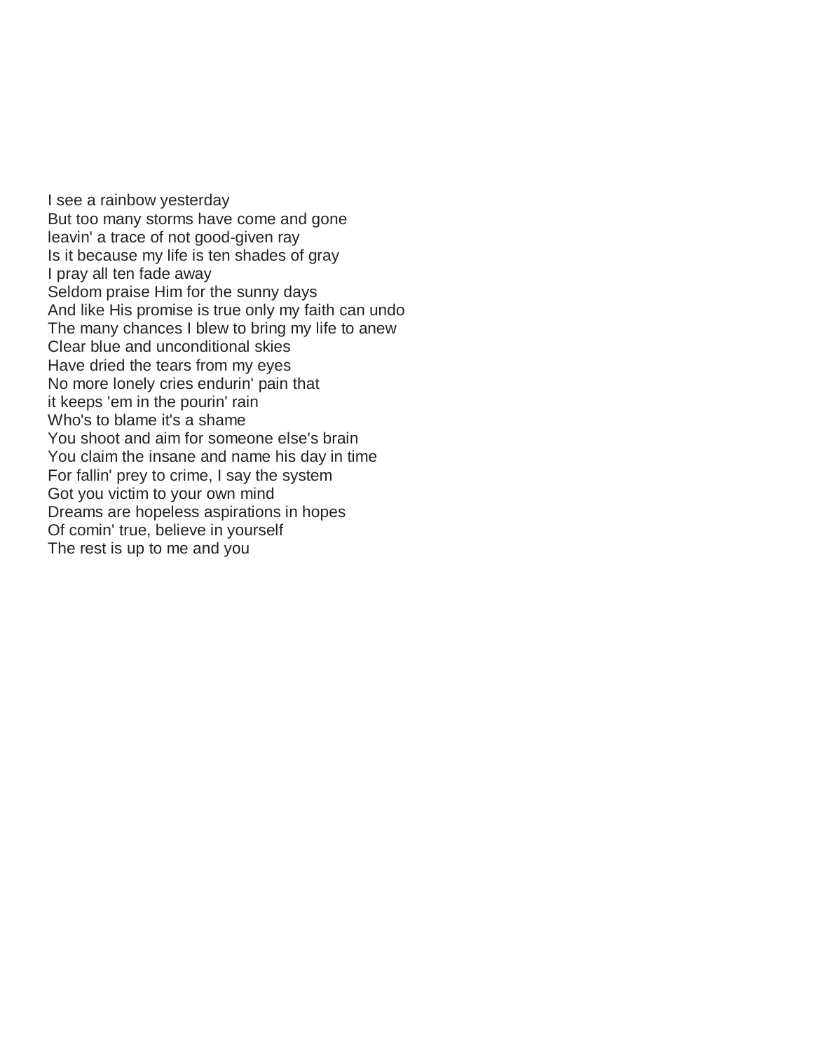I see a rainbow yesterday  
But too many storms have come and gone  
leavin' a trace of not good-given ray  
Is it because my life is ten shades of gray  
I pray all ten fade away  
Seldom praise Him for the sunny days  
And like His promise is true only my faith can undo  
The many chances I blew to bring my life to anew  
Clear blue and unconditional skies  
Have dried the tears from my eyes  
No more lonely cries endurin' pain that  
it keeps 'em in the pourin' rain  
Who's to blame it's a shame  
You shoot and aim for someone else's brain  
You claim the insane and name his day in time  
For fallin' prey to crime, I say the system  
Got you victim to your own mind  
Dreams are hopeless aspirations in hopes  
Of comin' true, believe in yourself  
The rest is up to me and you